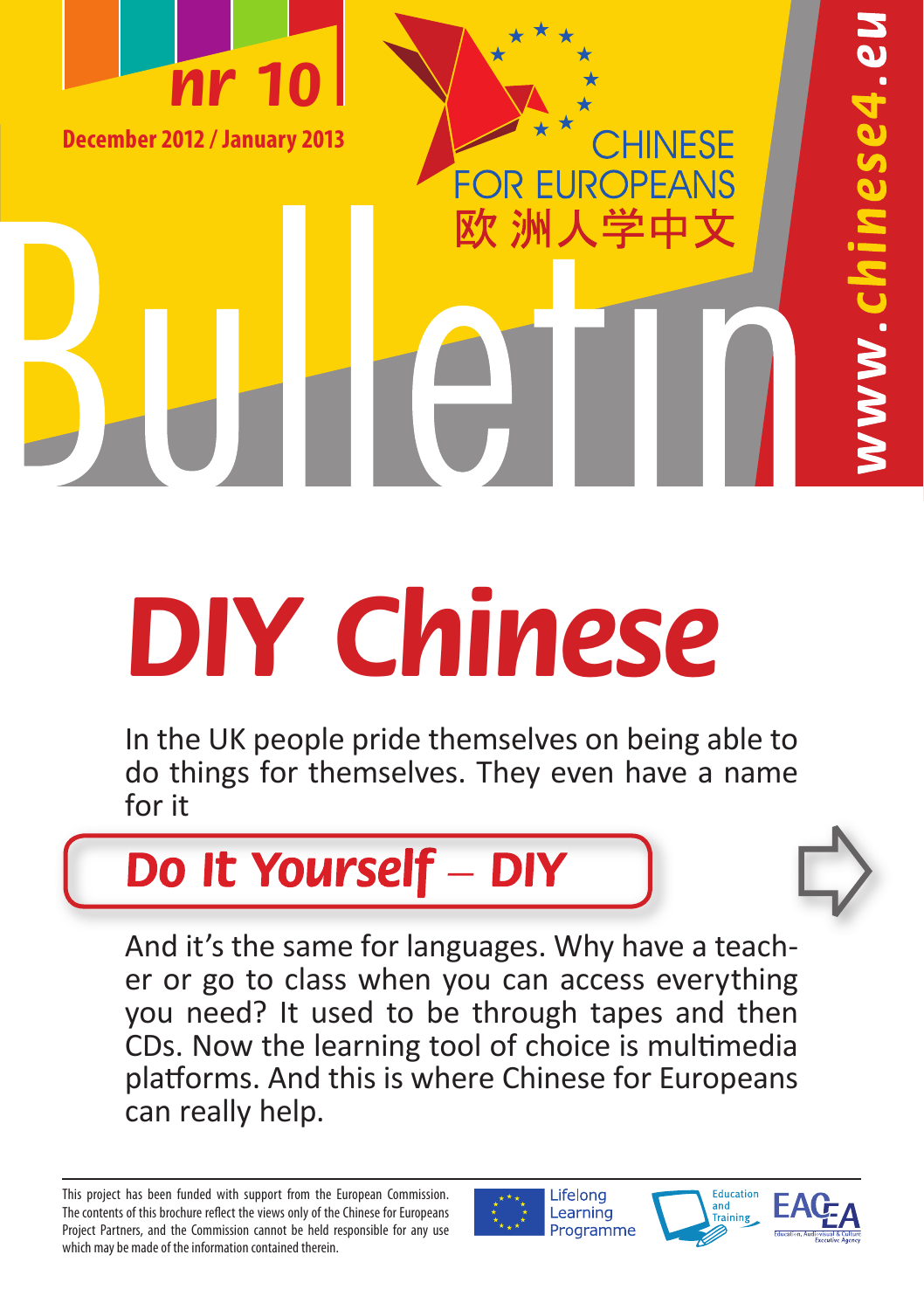nr 10

December 2012 / January 2013

CHINESE FOR EUROPEANS
欧洲人学中文

# Bulletin

www.chinese4.eu

# DIY Chinese

In the UK people pride themselves on being able to do things for themselves. They even have a name for it

## Do It Yourself – DIY

And it's the same for languages. Why have a teacher or go to class when you can access everything you need? It used to be through tapes and then CDs. Now the learning tool of choice is multimedia platforms. And this is where Chinese for Europeans can really help.

This project has been funded with support from the European Commission. The contents of this brochure reflect the views only of the Chinese for Europeans Project Partners, and the Commission cannot be held responsible for any use which may be made of the information contained therein.

Lifelong Learning Programme

Education and Training

EACEA Education, Audiovisual & Culture Executive Agency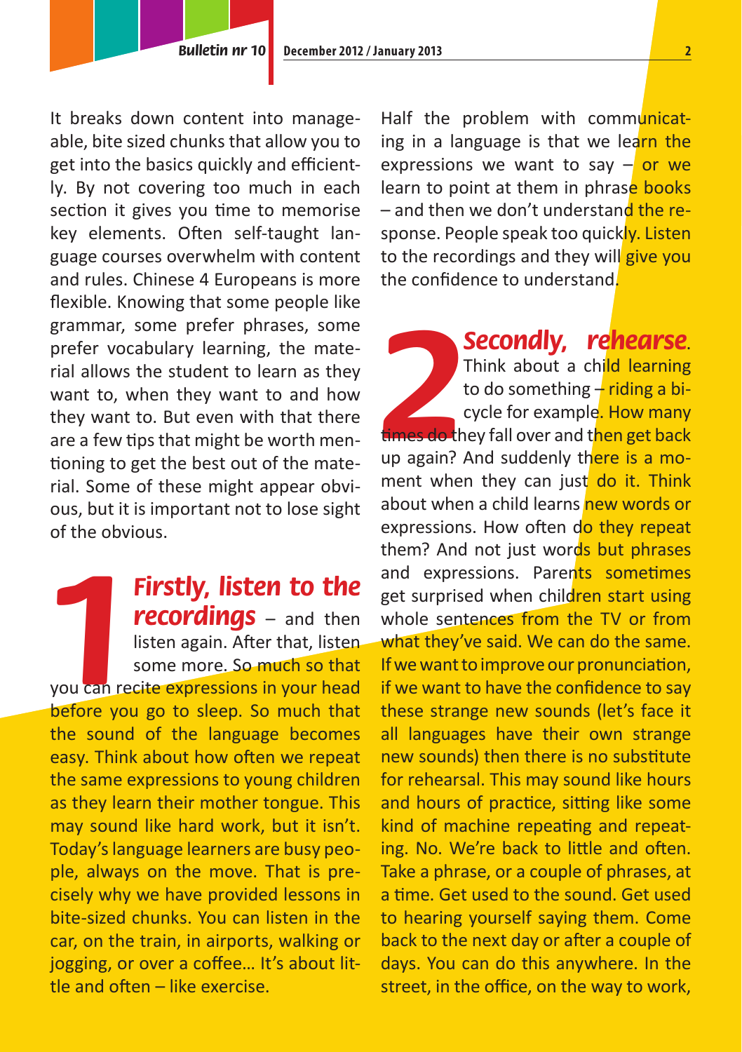It breaks down content into manageable, bite sized chunks that allow you to get into the basics quickly and efficiently. By not covering too much in each section it gives you time to memorise key elements. Often self-taught language courses overwhelm with content and rules. Chinese 4 Europeans is more flexible. Knowing that some people like grammar, some prefer phrases, some prefer vocabulary learning, the material allows the student to learn as they want to, when they want to and how they want to. But even with that there are a few tips that might be worth mentioning to get the best out of the material. Some of these might appear obvious, but it is important not to lose sight of the obvious.

**1** ***Firstly, listen to the recordings*** – and then listen again. After that, listen some more. So much so that you can recite expressions in your head before you go to sleep. So much that the sound of the language becomes easy. Think about how often we repeat the same expressions to young children as they learn their mother tongue. This may sound like hard work, but it isn't. Today's language learners are busy people, always on the move. That is precisely why we have provided lessons in bite-sized chunks. You can listen in the car, on the train, in airports, walking or jogging, or over a coffee… It's about little and often – like exercise.

Half the problem with communicating in a language is that we learn the expressions we want to say – or we learn to point at them in phrase books – and then we don't understand the response. People speak too quickly. Listen to the recordings and they will give you the confidence to understand.

**2** ***Secondly, rehearse***. Think about a child learning to do something – riding a bicycle for example. How many times do they fall over and then get back up again? And suddenly there is a moment when they can just do it. Think about when a child learns new words or expressions. How often do they repeat them? And not just words but phrases and expressions. Parents sometimes get surprised when children start using whole sentences from the TV or from what they've said. We can do the same. If we want to improve our pronunciation, if we want to have the confidence to say these strange new sounds (let's face it all languages have their own strange new sounds) then there is no substitute for rehearsal. This may sound like hours and hours of practice, sitting like some kind of machine repeating and repeating. No. We're back to little and often. Take a phrase, or a couple of phrases, at a time. Get used to the sound. Get used to hearing yourself saying them. Come back to the next day or after a couple of days. You can do this anywhere. In the street, in the office, on the way to work,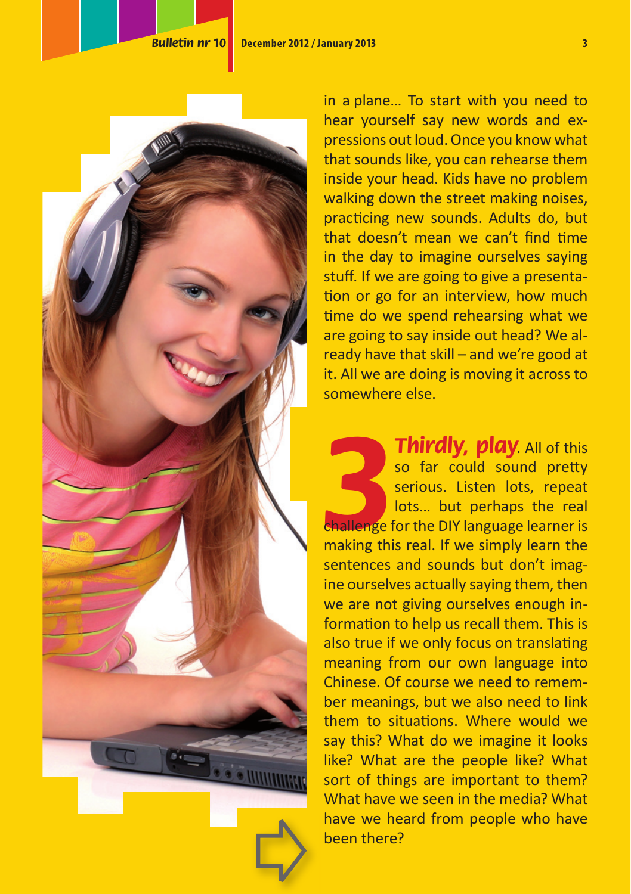in a plane… To start with you need to hear yourself say new words and expressions out loud. Once you know what that sounds like, you can rehearse them inside your head. Kids have no problem walking down the street making noises, practicing new sounds. Adults do, but that doesn't mean we can't find time in the day to imagine ourselves saying stuff. If we are going to give a presentation or go for an interview, how much time do we spend rehearsing what we are going to say inside out head? We already have that skill – and we're good at it. All we are doing is moving it across to somewhere else.

**3** ***Thirdly, play***. All of this so far could sound pretty serious. Listen lots, repeat lots… but perhaps the real challenge for the DIY language learner is making this real. If we simply learn the sentences and sounds but don't imagine ourselves actually saying them, then we are not giving ourselves enough information to help us recall them. This is also true if we only focus on translating meaning from our own language into Chinese. Of course we need to remember meanings, but we also need to link them to situations. Where would we say this? What do we imagine it looks like? What are the people like? What sort of things are important to them? What have we seen in the media? What have we heard from people who have been there?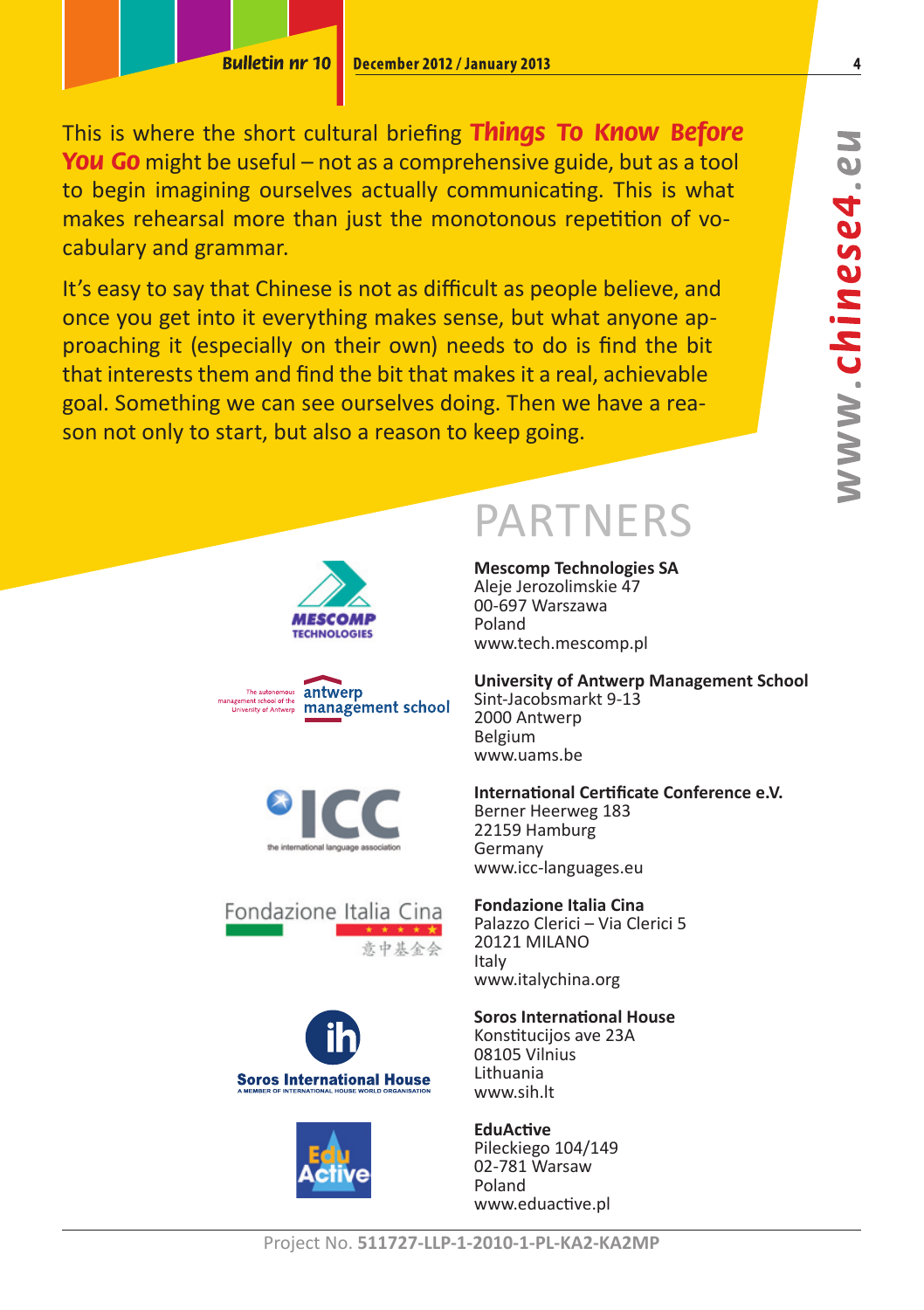This is where the short cultural briefing ***Things To Know Before You Go*** might be useful – not as a comprehensive guide, but as a tool to begin imagining ourselves actually communicating. This is what makes rehearsal more than just the monotonous repetition of vocabulary and grammar.

It's easy to say that Chinese is not as difficult as people believe, and once you get into it everything makes sense, but what anyone approaching it (especially on their own) needs to do is find the bit that interests them and find the bit that makes it a real, achievable goal. Something we can see ourselves doing. Then we have a reason not only to start, but also a reason to keep going.

# PARTNERS

**Mescomp Technologies SA**
Aleje Jerozolimskie 47
00-697 Warszawa
Poland
www.tech.mescomp.pl

**University of Antwerp Management School**
Sint-Jacobsmarkt 9-13
2000 Antwerp
Belgium
www.uams.be

**International Certificate Conference e.V.**
Berner Heerweg 183
22159 Hamburg
Germany
www.icc-languages.eu

**Fondazione Italia Cina**
Palazzo Clerici – Via Clerici 5
20121 MILANO
Italy
www.italychina.org

**Soros International House**
Konstitucijos ave 23A
08105 Vilnius
Lithuania
www.sih.lt

**EduActive**
Pileckiego 104/149
02-781 Warsaw
Poland
www.eduactive.pl

Project No. **511727-LLP-1-2010-1-PL-KA2-KA2MP**